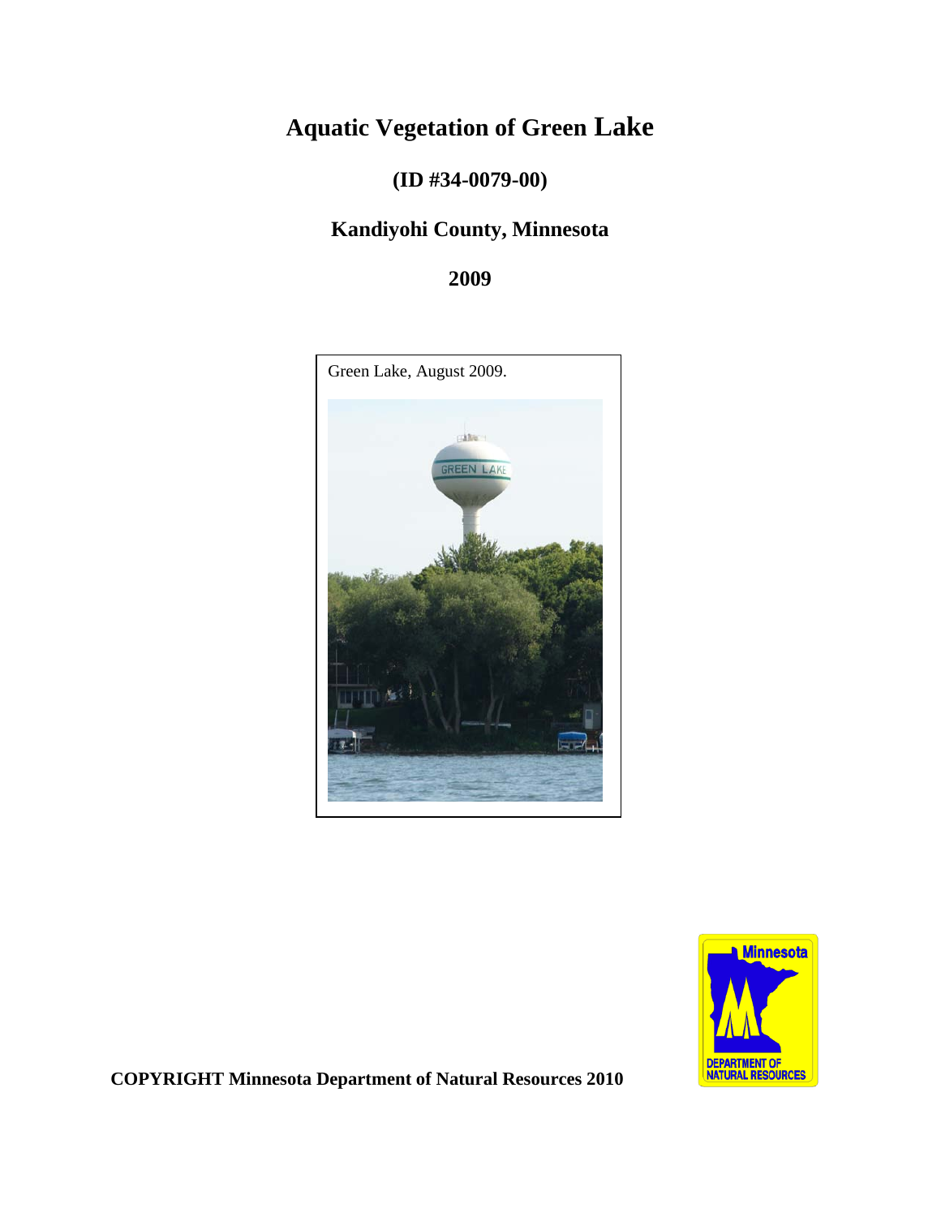# Aquatic Vegetation of Green Lake

## (ID #34-0079-00)

## Kandiyohi County, Minnesota

## 2009

Green Lake, August 2009.

**COPYRIGHT Minnesota Department of Natural Resources 2010**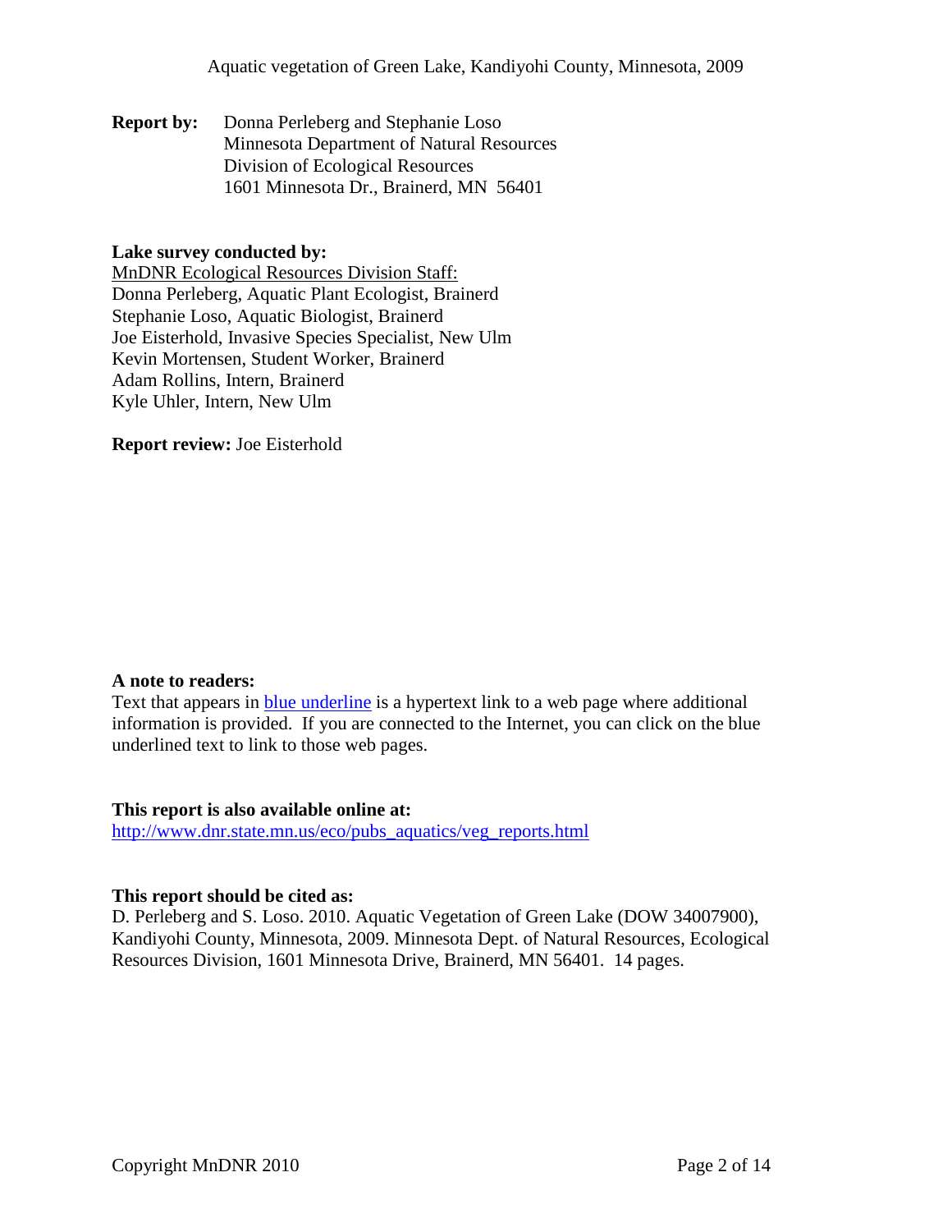**Report by:** Donna Perleberg and Stephanie Loso
Minnesota Department of Natural Resources
Division of Ecological Resources
1601 Minnesota Dr., Brainerd, MN 56401

**Lake survey conducted by:**
MnDNR Ecological Resources Division Staff:
Donna Perleberg, Aquatic Plant Ecologist, Brainerd
Stephanie Loso, Aquatic Biologist, Brainerd
Joe Eisterhold, Invasive Species Specialist, New Ulm
Kevin Mortensen, Student Worker, Brainerd
Adam Rollins, Intern, Brainerd
Kyle Uhler, Intern, New Ulm

**Report review:** Joe Eisterhold

**A note to readers:**
Text that appears in blue underline is a hypertext link to a web page where additional information is provided. If you are connected to the Internet, you can click on the blue underlined text to link to those web pages.

**This report is also available online at:**
http://www.dnr.state.mn.us/eco/pubs_aquatics/veg_reports.html

**This report should be cited as:**
D. Perleberg and S. Loso. 2010. Aquatic Vegetation of Green Lake (DOW 34007900), Kandiyohi County, Minnesota, 2009. Minnesota Dept. of Natural Resources, Ecological Resources Division, 1601 Minnesota Drive, Brainerd, MN 56401. 14 pages.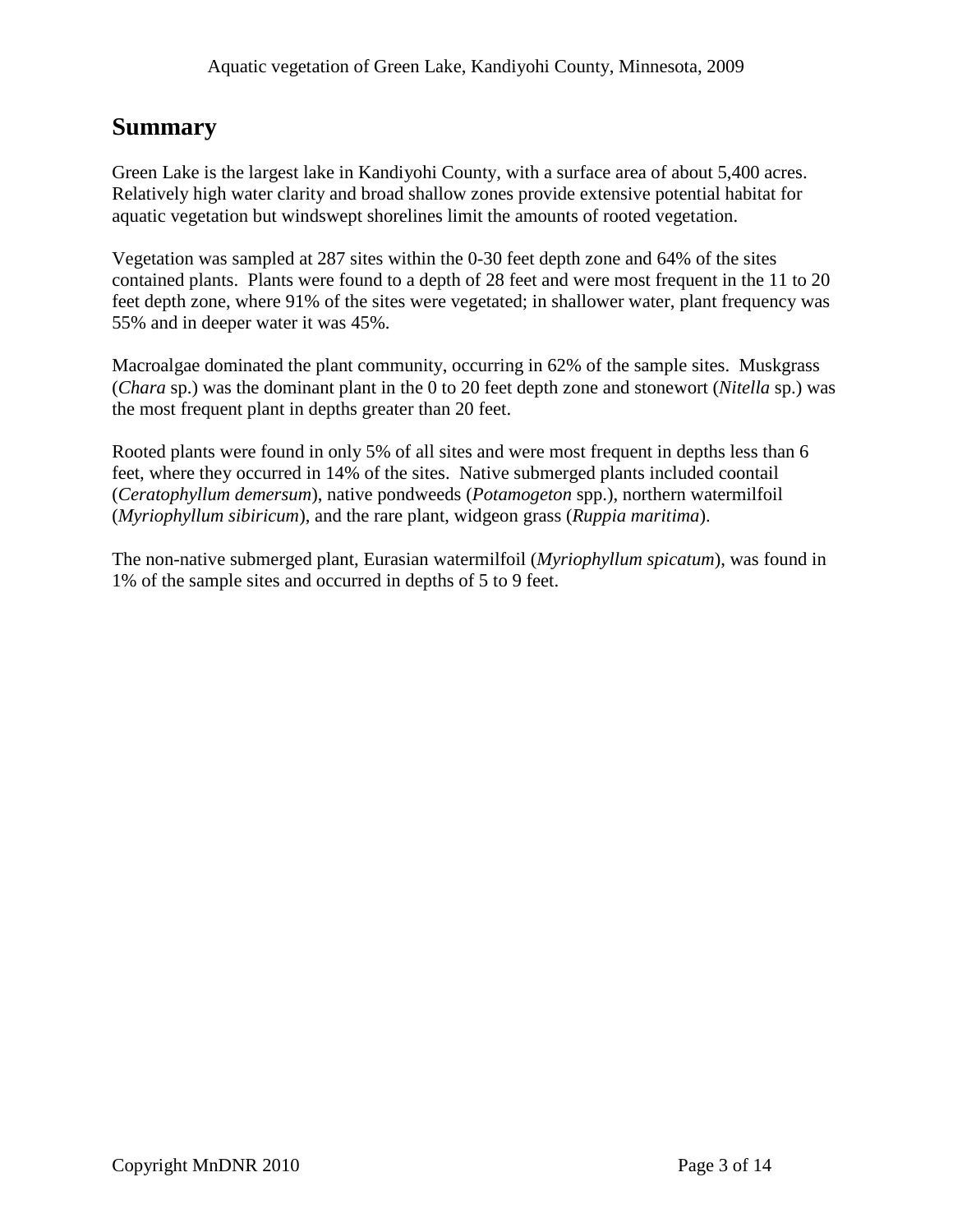## Summary

Green Lake is the largest lake in Kandiyohi County, with a surface area of about 5,400 acres. Relatively high water clarity and broad shallow zones provide extensive potential habitat for aquatic vegetation but windswept shorelines limit the amounts of rooted vegetation.

Vegetation was sampled at 287 sites within the 0-30 feet depth zone and 64% of the sites contained plants. Plants were found to a depth of 28 feet and were most frequent in the 11 to 20 feet depth zone, where 91% of the sites were vegetated; in shallower water, plant frequency was 55% and in deeper water it was 45%.

Macroalgae dominated the plant community, occurring in 62% of the sample sites. Muskgrass (*Chara* sp.) was the dominant plant in the 0 to 20 feet depth zone and stonewort (*Nitella* sp.) was the most frequent plant in depths greater than 20 feet.

Rooted plants were found in only 5% of all sites and were most frequent in depths less than 6 feet, where they occurred in 14% of the sites. Native submerged plants included coontail (*Ceratophyllum demersum*), native pondweeds (*Potamogeton* spp.), northern watermilfoil (*Myriophyllum sibiricum*), and the rare plant, widgeon grass (*Ruppia maritima*).

The non-native submerged plant, Eurasian watermilfoil (*Myriophyllum spicatum*), was found in 1% of the sample sites and occurred in depths of 5 to 9 feet.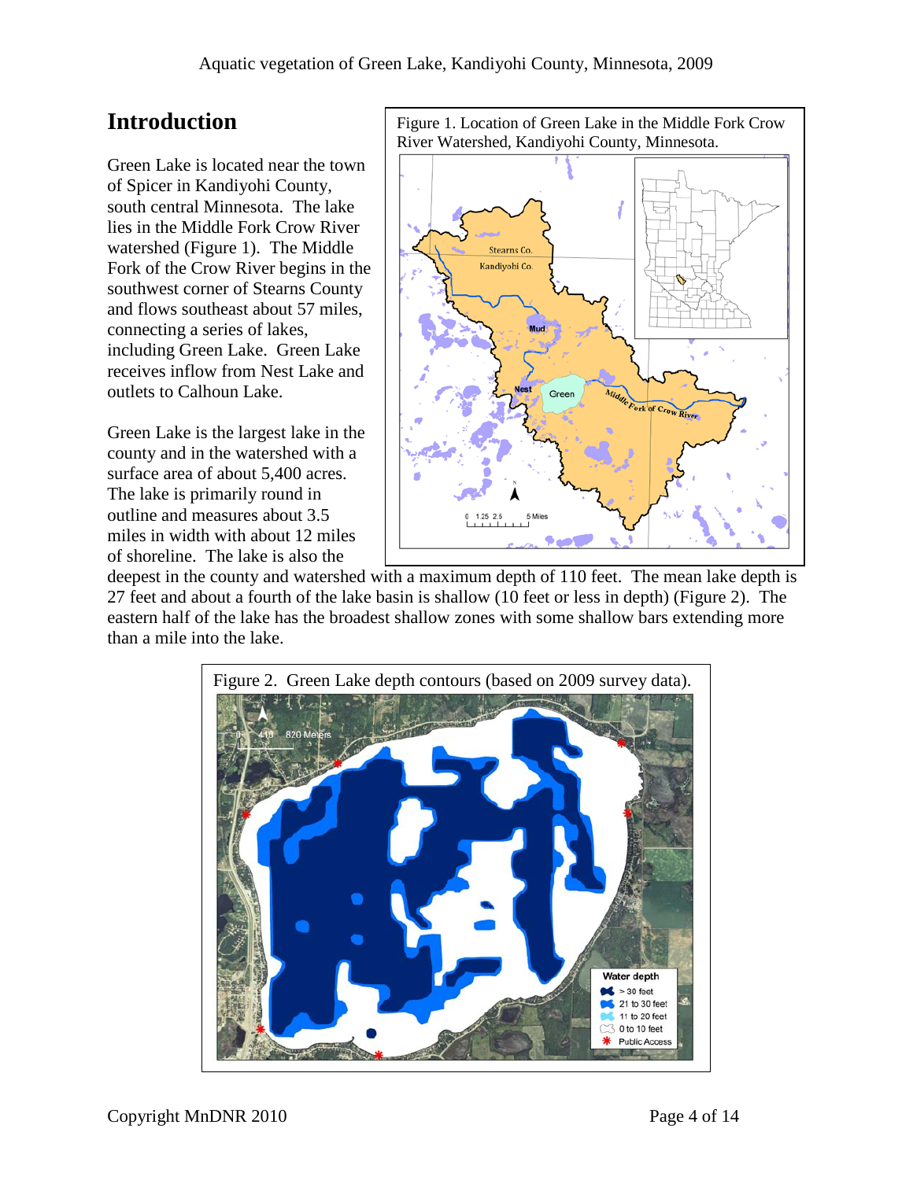## Introduction

Green Lake is located near the town of Spicer in Kandiyohi County, south central Minnesota. The lake lies in the Middle Fork Crow River watershed (Figure 1). The Middle Fork of the Crow River begins in the southwest corner of Stearns County and flows southeast about 57 miles, connecting a series of lakes, including Green Lake. Green Lake receives inflow from Nest Lake and outlets to Calhoun Lake.

Figure 1. Location of Green Lake in the Middle Fork Crow River Watershed, Kandiyohi County, Minnesota.

Green Lake is the largest lake in the county and in the watershed with a surface area of about 5,400 acres. The lake is primarily round in outline and measures about 3.5 miles in width with about 12 miles of shoreline. The lake is also the deepest in the county and watershed with a maximum depth of 110 feet. The mean lake depth is 27 feet and about a fourth of the lake basin is shallow (10 feet or less in depth) (Figure 2). The eastern half of the lake has the broadest shallow zones with some shallow bars extending more than a mile into the lake.

Figure 2. Green Lake depth contours (based on 2009 survey data).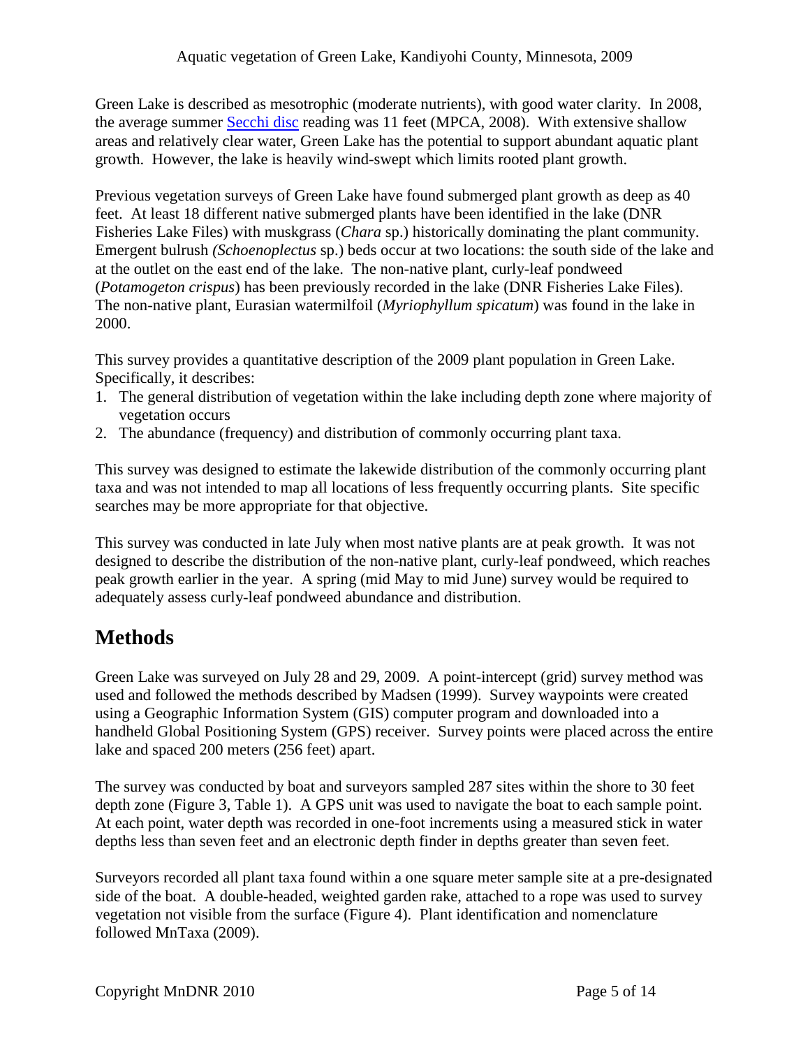Green Lake is described as mesotrophic (moderate nutrients), with good water clarity. In 2008, the average summer Secchi disc reading was 11 feet (MPCA, 2008). With extensive shallow areas and relatively clear water, Green Lake has the potential to support abundant aquatic plant growth. However, the lake is heavily wind-swept which limits rooted plant growth.

Previous vegetation surveys of Green Lake have found submerged plant growth as deep as 40 feet. At least 18 different native submerged plants have been identified in the lake (DNR Fisheries Lake Files) with muskgrass (*Chara* sp.) historically dominating the plant community. Emergent bulrush *(Schoenoplectus* sp.) beds occur at two locations: the south side of the lake and at the outlet on the east end of the lake. The non-native plant, curly-leaf pondweed (*Potamogeton crispus*) has been previously recorded in the lake (DNR Fisheries Lake Files). The non-native plant, Eurasian watermilfoil (*Myriophyllum spicatum*) was found in the lake in 2000.

This survey provides a quantitative description of the 2009 plant population in Green Lake. Specifically, it describes:

1. The general distribution of vegetation within the lake including depth zone where majority of vegetation occurs
2. The abundance (frequency) and distribution of commonly occurring plant taxa.

This survey was designed to estimate the lakewide distribution of the commonly occurring plant taxa and was not intended to map all locations of less frequently occurring plants. Site specific searches may be more appropriate for that objective.

This survey was conducted in late July when most native plants are at peak growth. It was not designed to describe the distribution of the non-native plant, curly-leaf pondweed, which reaches peak growth earlier in the year. A spring (mid May to mid June) survey would be required to adequately assess curly-leaf pondweed abundance and distribution.

# Methods

Green Lake was surveyed on July 28 and 29, 2009. A point-intercept (grid) survey method was used and followed the methods described by Madsen (1999). Survey waypoints were created using a Geographic Information System (GIS) computer program and downloaded into a handheld Global Positioning System (GPS) receiver. Survey points were placed across the entire lake and spaced 200 meters (256 feet) apart.

The survey was conducted by boat and surveyors sampled 287 sites within the shore to 30 feet depth zone (Figure 3, Table 1). A GPS unit was used to navigate the boat to each sample point. At each point, water depth was recorded in one-foot increments using a measured stick in water depths less than seven feet and an electronic depth finder in depths greater than seven feet.

Surveyors recorded all plant taxa found within a one square meter sample site at a pre-designated side of the boat. A double-headed, weighted garden rake, attached to a rope was used to survey vegetation not visible from the surface (Figure 4). Plant identification and nomenclature followed MnTaxa (2009).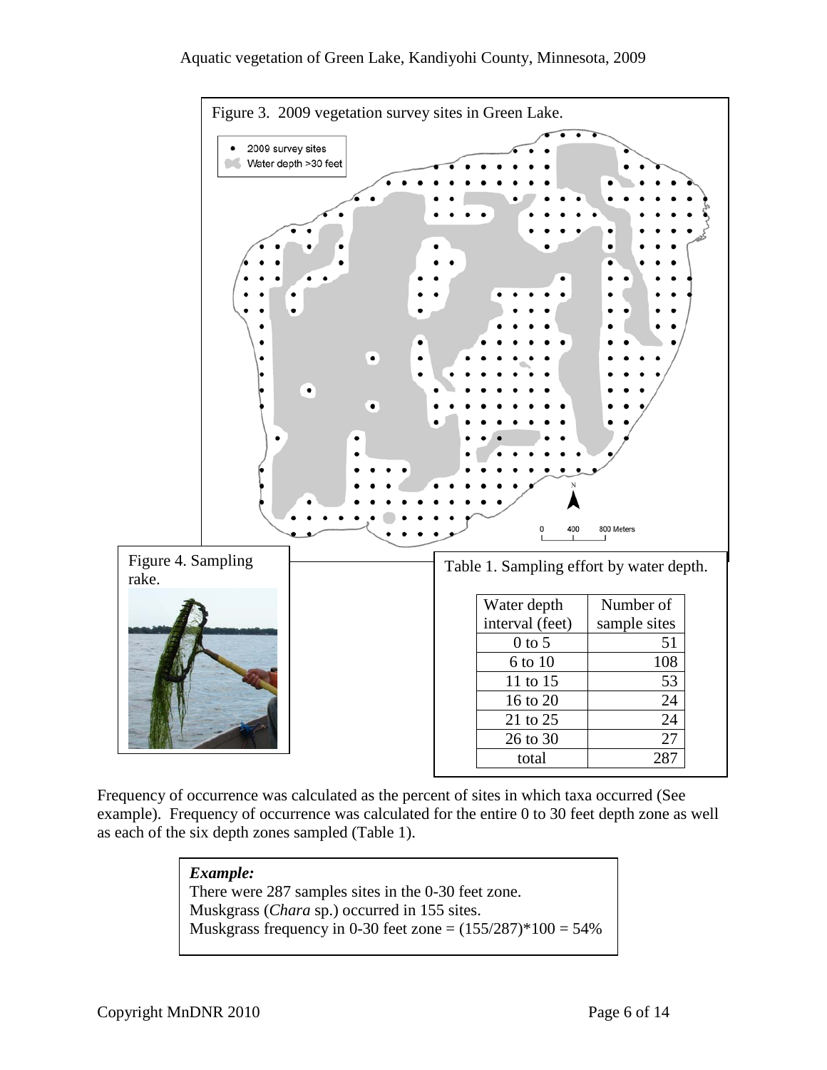Figure 3. 2009 vegetation survey sites in Green Lake.

Figure 4. Sampling rake.

Table 1. Sampling effort by water depth.

| Water depth interval (feet) | Number of sample sites |
|---|---|
| 0 to 5 | 51 |
| 6 to 10 | 108 |
| 11 to 15 | 53 |
| 16 to 20 | 24 |
| 21 to 25 | 24 |
| 26 to 30 | 27 |
| total | 287 |

Frequency of occurrence was calculated as the percent of sites in which taxa occurred (See example). Frequency of occurrence was calculated for the entire 0 to 30 feet depth zone as well as each of the six depth zones sampled (Table 1).

> ***Example:***
> There were 287 samples sites in the 0-30 feet zone.
> Muskgrass (*Chara* sp.) occurred in 155 sites.
> Muskgrass frequency in 0-30 feet zone = $(155/287)*100 = 54\%$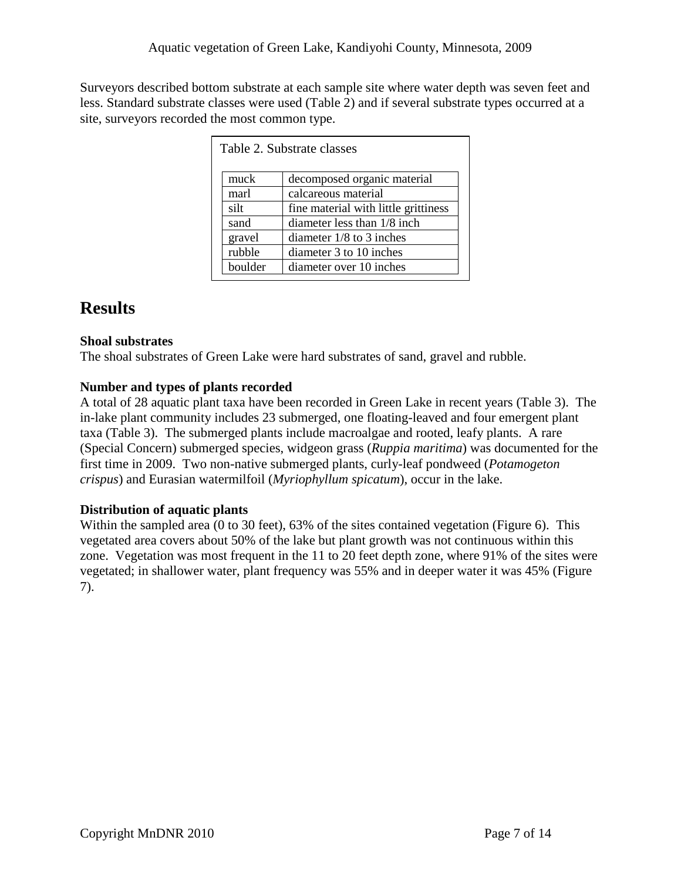Surveyors described bottom substrate at each sample site where water depth was seven feet and less. Standard substrate classes were used (Table 2) and if several substrate types occurred at a site, surveyors recorded the most common type.

Table 2. Substrate classes

| | |
|---|---|
| muck | decomposed organic material |
| marl | calcareous material |
| silt | fine material with little grittiness |
| sand | diameter less than 1/8 inch |
| gravel | diameter 1/8 to 3 inches |
| rubble | diameter 3 to 10 inches |
| boulder | diameter over 10 inches |

# Results

**Shoal substrates**

The shoal substrates of Green Lake were hard substrates of sand, gravel and rubble.

**Number and types of plants recorded**

A total of 28 aquatic plant taxa have been recorded in Green Lake in recent years (Table 3). The in-lake plant community includes 23 submerged, one floating-leaved and four emergent plant taxa (Table 3). The submerged plants include macroalgae and rooted, leafy plants. A rare (Special Concern) submerged species, widgeon grass (*Ruppia maritima*) was documented for the first time in 2009. Two non-native submerged plants, curly-leaf pondweed (*Potamogeton crispus*) and Eurasian watermilfoil (*Myriophyllum spicatum*), occur in the lake.

**Distribution of aquatic plants**

Within the sampled area (0 to 30 feet), 63% of the sites contained vegetation (Figure 6). This vegetated area covers about 50% of the lake but plant growth was not continuous within this zone. Vegetation was most frequent in the 11 to 20 feet depth zone, where 91% of the sites were vegetated; in shallower water, plant frequency was 55% and in deeper water it was 45% (Figure 7).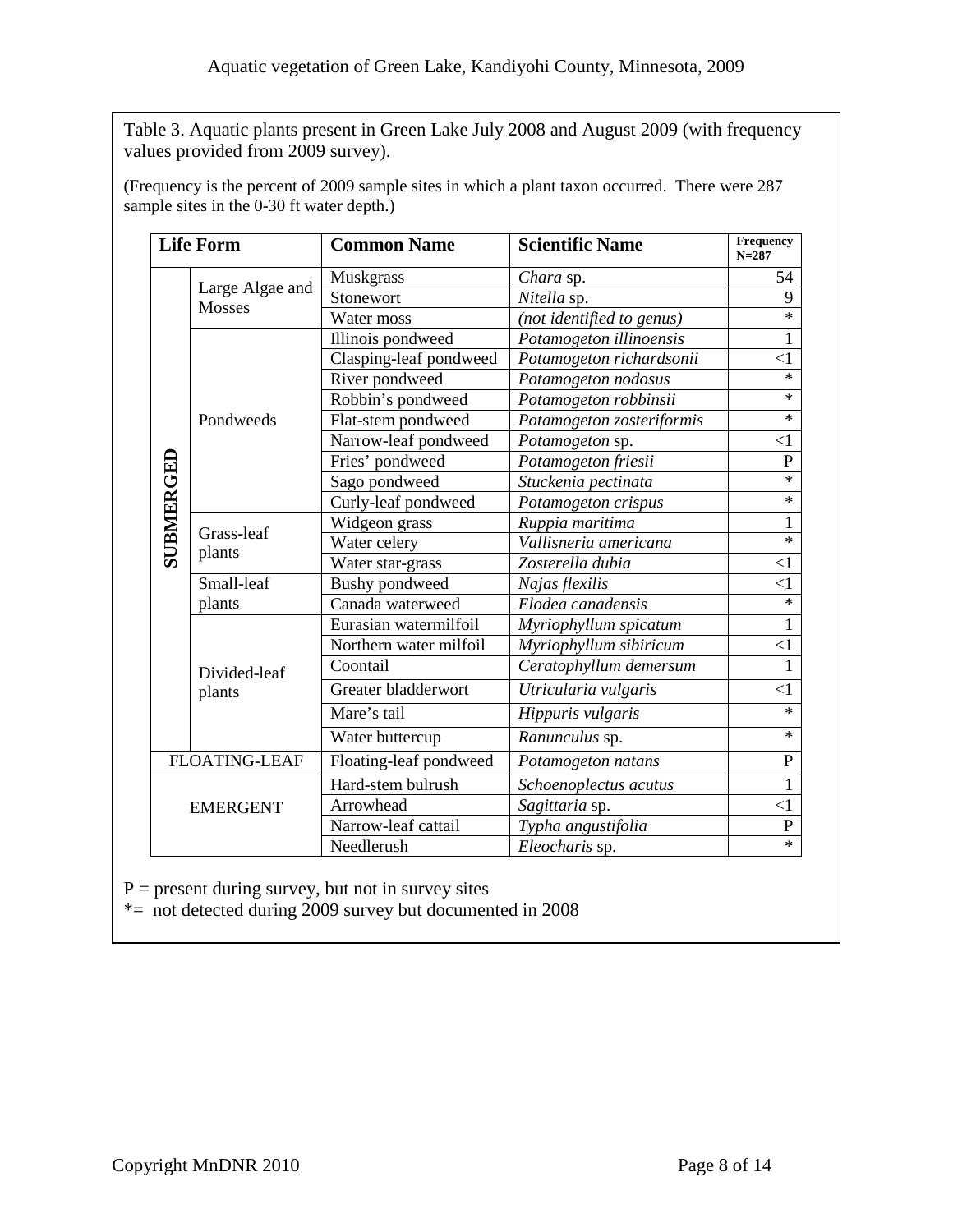Table 3. Aquatic plants present in Green Lake July 2008 and August 2009 (with frequency values provided from 2009 survey).

(Frequency is the percent of 2009 sample sites in which a plant taxon occurred. There were 287 sample sites in the 0-30 ft water depth.)

| Life Form | | Common Name | Scientific Name | Frequency N=287 |
|---|---|---|---|---|
| SUBMERGED | Large Algae and Mosses | Muskgrass | *Chara* sp. | 54 |
| | | Stonewort | *Nitella* sp. | 9 |
| | | Water moss | *(not identified to genus)* | * |
| | Pondweeds | Illinois pondweed | *Potamogeton illinoensis* | 1 |
| | | Clasping-leaf pondweed | *Potamogeton richardsonii* | <1 |
| | | River pondweed | *Potamogeton nodosus* | * |
| | | Robbin's pondweed | *Potamogeton robbinsii* | * |
| | | Flat-stem pondweed | *Potamogeton zosteriformis* | * |
| | | Narrow-leaf pondweed | *Potamogeton* sp. | <1 |
| | | Fries' pondweed | *Potamogeton friesii* | P |
| | | Sago pondweed | *Stuckenia pectinata* | * |
| | | Curly-leaf pondweed | *Potamogeton crispus* | * |
| | Grass-leaf plants | Widgeon grass | *Ruppia maritima* | 1 |
| | | Water celery | *Vallisneria americana* | * |
| | | Water star-grass | *Zosterella dubia* | <1 |
| | Small-leaf plants | Bushy pondweed | *Najas flexilis* | <1 |
| | | Canada waterweed | *Elodea canadensis* | * |
| | Divided-leaf plants | Eurasian watermilfoil | *Myriophyllum spicatum* | 1 |
| | | Northern water milfoil | *Myriophyllum sibiricum* | <1 |
| | | Coontail | *Ceratophyllum demersum* | 1 |
| | | Greater bladderwort | *Utricularia vulgaris* | <1 |
| | | Mare's tail | *Hippuris vulgaris* | * |
| | | Water buttercup | *Ranunculus* sp. | * |
| FLOATING-LEAF | | Floating-leaf pondweed | *Potamogeton natans* | P |
| EMERGENT | | Hard-stem bulrush | *Schoenoplectus acutus* | 1 |
| | | Arrowhead | *Sagittaria* sp. | <1 |
| | | Narrow-leaf cattail | *Typha angustifolia* | P |
| | | Needlerush | *Eleocharis* sp. | * |

P = present during survey, but not in survey sites

*= not detected during 2009 survey but documented in 2008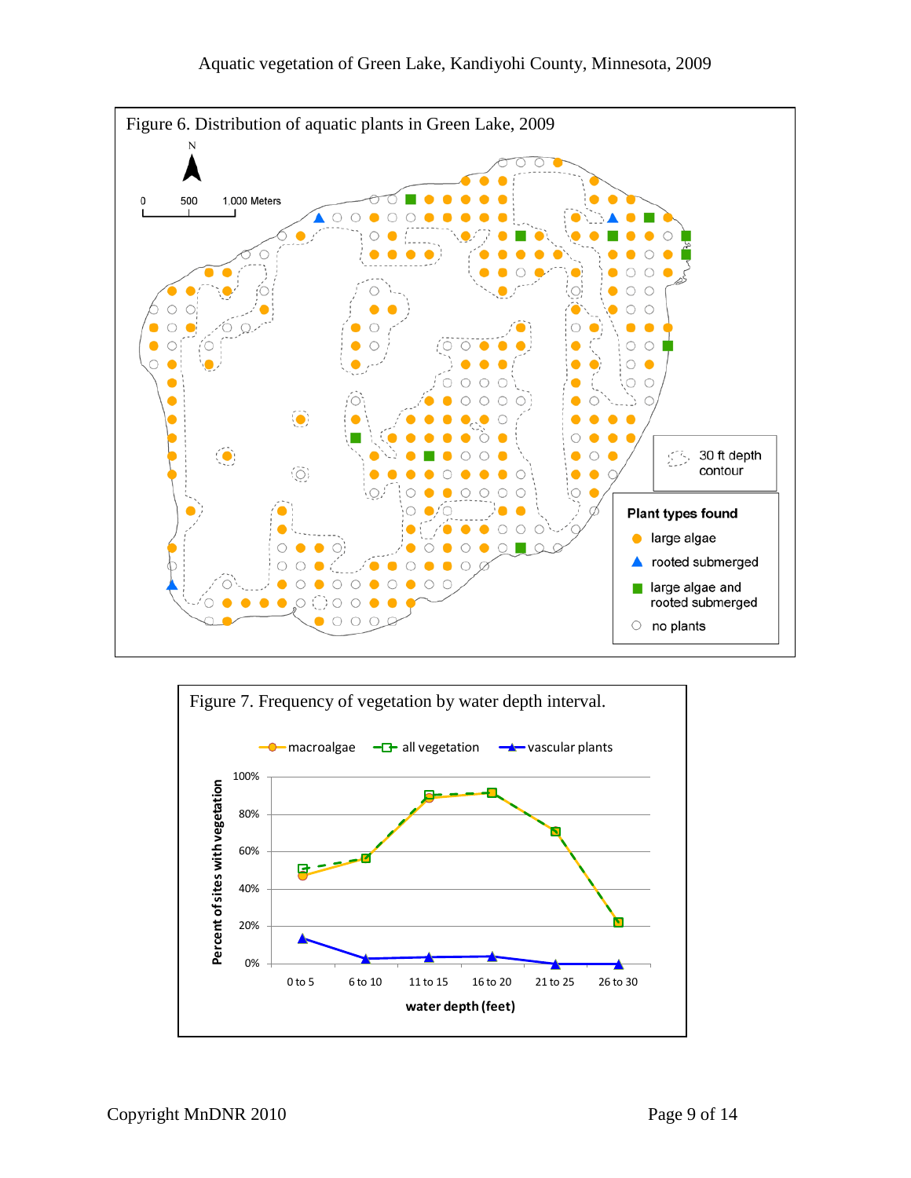Figure 6. Distribution of aquatic plants in Green Lake, 2009

Figure 7. Frequency of vegetation by water depth interval.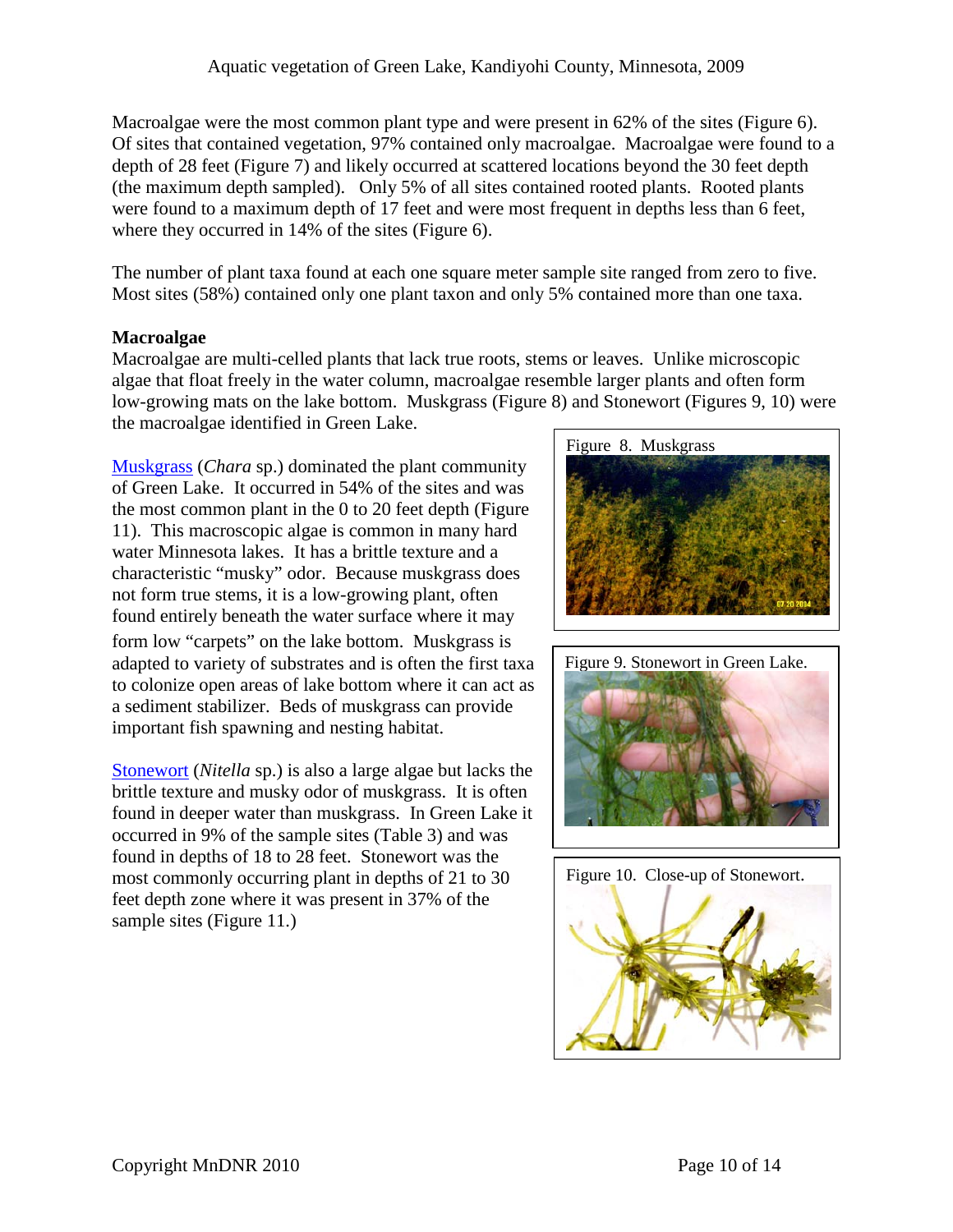Macroalgae were the most common plant type and were present in 62% of the sites (Figure 6). Of sites that contained vegetation, 97% contained only macroalgae. Macroalgae were found to a depth of 28 feet (Figure 7) and likely occurred at scattered locations beyond the 30 feet depth (the maximum depth sampled). Only 5% of all sites contained rooted plants. Rooted plants were found to a maximum depth of 17 feet and were most frequent in depths less than 6 feet, where they occurred in 14% of the sites (Figure 6).

The number of plant taxa found at each one square meter sample site ranged from zero to five. Most sites (58%) contained only one plant taxon and only 5% contained more than one taxa.

**Macroalgae**

Macroalgae are multi-celled plants that lack true roots, stems or leaves. Unlike microscopic algae that float freely in the water column, macroalgae resemble larger plants and often form low-growing mats on the lake bottom. Muskgrass (Figure 8) and Stonewort (Figures 9, 10) were the macroalgae identified in Green Lake.

Muskgrass (*Chara* sp.) dominated the plant community of Green Lake. It occurred in 54% of the sites and was the most common plant in the 0 to 20 feet depth (Figure 11). This macroscopic algae is common in many hard water Minnesota lakes. It has a brittle texture and a characteristic "musky" odor. Because muskgrass does not form true stems, it is a low-growing plant, often found entirely beneath the water surface where it may form low "carpets" on the lake bottom. Muskgrass is adapted to variety of substrates and is often the first taxa to colonize open areas of lake bottom where it can act as a sediment stabilizer. Beds of muskgrass can provide important fish spawning and nesting habitat.

Figure 8. Muskgrass

Stonewort (*Nitella* sp.) is also a large algae but lacks the brittle texture and musky odor of muskgrass. It is often found in deeper water than muskgrass. In Green Lake it occurred in 9% of the sample sites (Table 3) and was found in depths of 18 to 28 feet. Stonewort was the most commonly occurring plant in depths of 21 to 30 feet depth zone where it was present in 37% of the sample sites (Figure 11.)

Figure 9. Stonewort in Green Lake.

Figure 10. Close-up of Stonewort.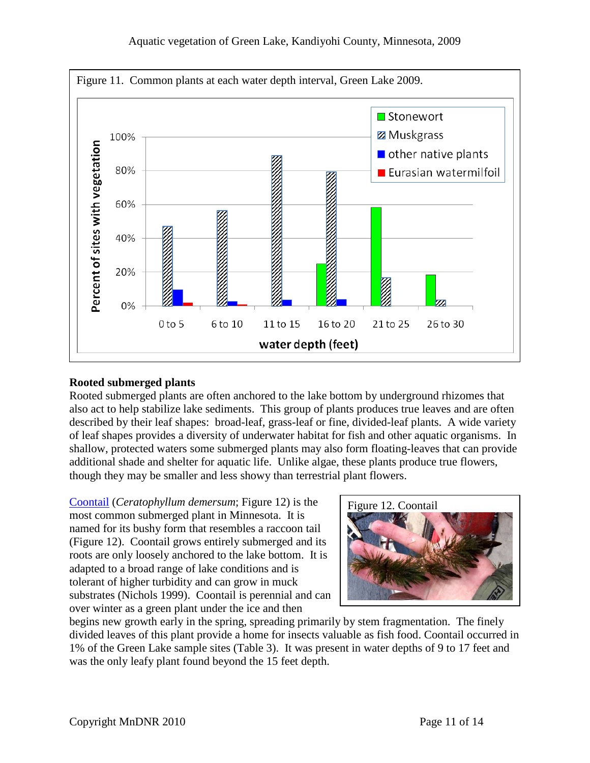Figure 11. Common plants at each water depth interval, Green Lake 2009.

Figure 12. Coontail

### Rooted submerged plants

Rooted submerged plants are often anchored to the lake bottom by underground rhizomes that also act to help stabilize lake sediments. This group of plants produces true leaves and are often described by their leaf shapes: broad-leaf, grass-leaf or fine, divided-leaf plants. A wide variety of leaf shapes provides a diversity of underwater habitat for fish and other aquatic organisms. In shallow, protected waters some submerged plants may also form floating-leaves that can provide additional shade and shelter for aquatic life. Unlike algae, these plants produce true flowers, though they may be smaller and less showy than terrestrial plant flowers.

Coontail (*Ceratophyllum demersum*; Figure 12) is the most common submerged plant in Minnesota. It is named for its bushy form that resembles a raccoon tail (Figure 12). Coontail grows entirely submerged and its roots are only loosely anchored to the lake bottom. It is adapted to a broad range of lake conditions and is tolerant of higher turbidity and can grow in muck substrates (Nichols 1999). Coontail is perennial and can over winter as a green plant under the ice and then begins new growth early in the spring, spreading primarily by stem fragmentation. The finely divided leaves of this plant provide a home for insects valuable as fish food. Coontail occurred in 1% of the Green Lake sample sites (Table 3). It was present in water depths of 9 to 17 feet and was the only leafy plant found beyond the 15 feet depth.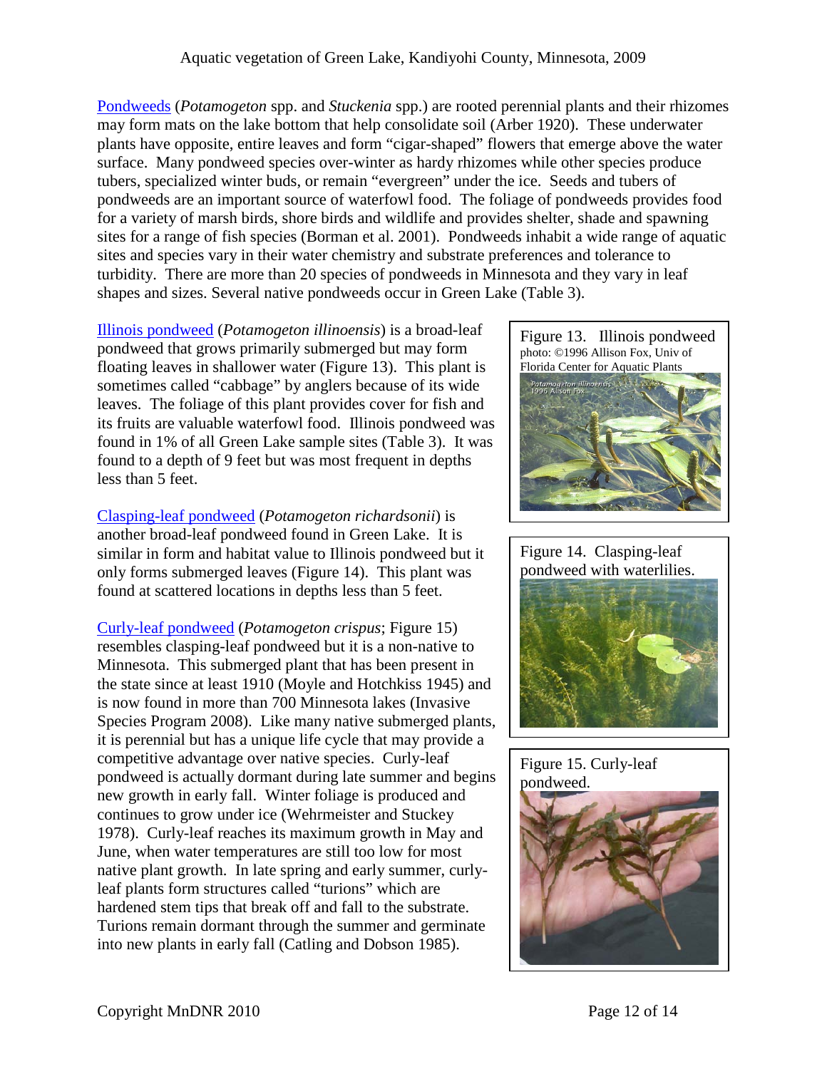[Pondweeds](#) (*Potamogeton* spp. and *Stuckenia* spp.) are rooted perennial plants and their rhizomes may form mats on the lake bottom that help consolidate soil (Arber 1920). These underwater plants have opposite, entire leaves and form "cigar-shaped" flowers that emerge above the water surface. Many pondweed species over-winter as hardy rhizomes while other species produce tubers, specialized winter buds, or remain "evergreen" under the ice. Seeds and tubers of pondweeds are an important source of waterfowl food. The foliage of pondweeds provides food for a variety of marsh birds, shore birds and wildlife and provides shelter, shade and spawning sites for a range of fish species (Borman et al. 2001). Pondweeds inhabit a wide range of aquatic sites and species vary in their water chemistry and substrate preferences and tolerance to turbidity. There are more than 20 species of pondweeds in Minnesota and they vary in leaf shapes and sizes. Several native pondweeds occur in Green Lake (Table 3).

[Illinois pondweed](#) (*Potamogeton illinoensis*) is a broad-leaf pondweed that grows primarily submerged but may form floating leaves in shallower water (Figure 13). This plant is sometimes called "cabbage" by anglers because of its wide leaves. The foliage of this plant provides cover for fish and its fruits are valuable waterfowl food. Illinois pondweed was found in 1% of all Green Lake sample sites (Table 3). It was found to a depth of 9 feet but was most frequent in depths less than 5 feet.

Figure 13. Illinois pondweed
photo: ©1996 Allison Fox, Univ of Florida Center for Aquatic Plants

[Clasping-leaf pondweed](#) (*Potamogeton richardsonii*) is another broad-leaf pondweed found in Green Lake. It is similar in form and habitat value to Illinois pondweed but it only forms submerged leaves (Figure 14). This plant was found at scattered locations in depths less than 5 feet.

Figure 14. Clasping-leaf pondweed with waterlilies.

[Curly-leaf pondweed](#) (*Potamogeton crispus*; Figure 15) resembles clasping-leaf pondweed but it is a non-native to Minnesota. This submerged plant that has been present in the state since at least 1910 (Moyle and Hotchkiss 1945) and is now found in more than 700 Minnesota lakes (Invasive Species Program 2008). Like many native submerged plants, it is perennial but has a unique life cycle that may provide a competitive advantage over native species. Curly-leaf pondweed is actually dormant during late summer and begins new growth in early fall. Winter foliage is produced and continues to grow under ice (Wehrmeister and Stuckey 1978). Curly-leaf reaches its maximum growth in May and June, when water temperatures are still too low for most native plant growth. In late spring and early summer, curly-leaf plants form structures called "turions" which are hardened stem tips that break off and fall to the substrate. Turions remain dormant through the summer and germinate into new plants in early fall (Catling and Dobson 1985).

Figure 15. Curly-leaf pondweed.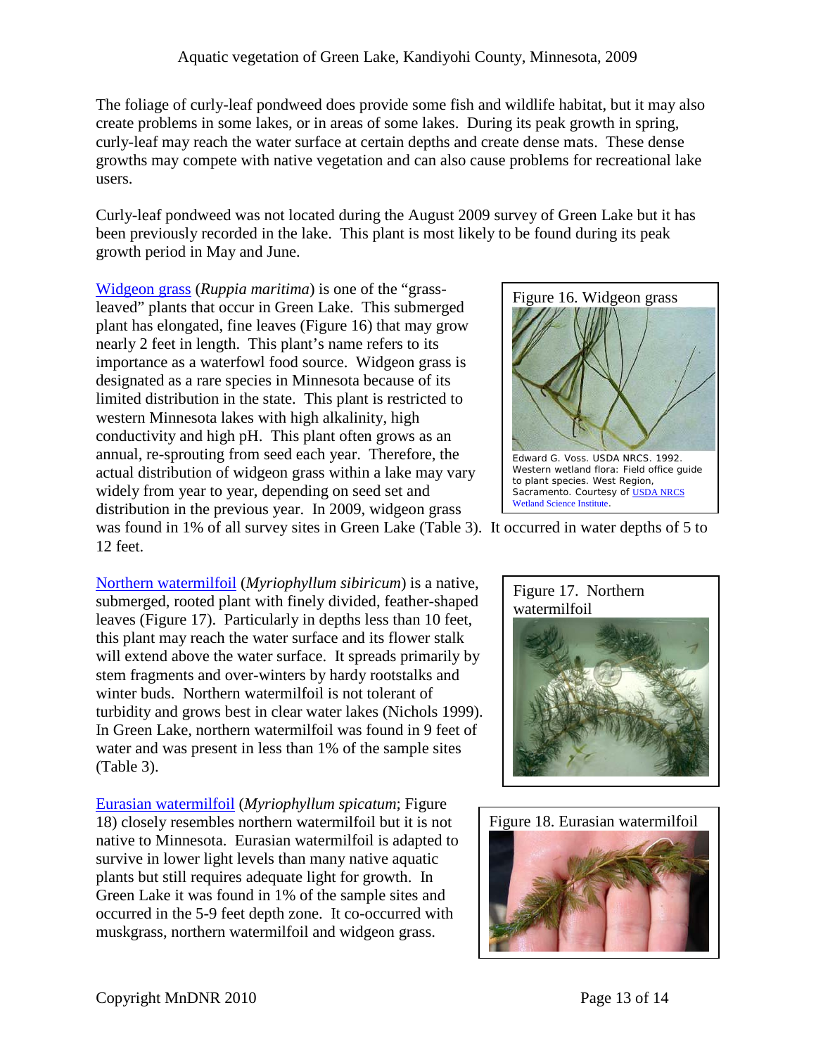The foliage of curly-leaf pondweed does provide some fish and wildlife habitat, but it may also create problems in some lakes, or in areas of some lakes. During its peak growth in spring, curly-leaf may reach the water surface at certain depths and create dense mats. These dense growths may compete with native vegetation and can also cause problems for recreational lake users.

Curly-leaf pondweed was not located during the August 2009 survey of Green Lake but it has been previously recorded in the lake. This plant is most likely to be found during its peak growth period in May and June.

Widgeon grass (*Ruppia maritima*) is one of the "grass-leaved" plants that occur in Green Lake. This submerged plant has elongated, fine leaves (Figure 16) that may grow nearly 2 feet in length. This plant's name refers to its importance as a waterfowl food source. Widgeon grass is designated as a rare species in Minnesota because of its limited distribution in the state. This plant is restricted to western Minnesota lakes with high alkalinity, high conductivity and high pH. This plant often grows as an annual, re-sprouting from seed each year. Therefore, the actual distribution of widgeon grass within a lake may vary widely from year to year, depending on seed set and distribution in the previous year. In 2009, widgeon grass was found in 1% of all survey sites in Green Lake (Table 3). It occurred in water depths of 5 to 12 feet.

Figure 16. Widgeon grass

Edward G. Voss. USDA NRCS. 1992. Western wetland flora: Field office guide to plant species. West Region, Sacramento. Courtesy of USDA NRCS Wetland Science Institute.

Northern watermilfoil (*Myriophyllum sibiricum*) is a native, submerged, rooted plant with finely divided, feather-shaped leaves (Figure 17). Particularly in depths less than 10 feet, this plant may reach the water surface and its flower stalk will extend above the water surface. It spreads primarily by stem fragments and over-winters by hardy rootstalks and winter buds. Northern watermilfoil is not tolerant of turbidity and grows best in clear water lakes (Nichols 1999). In Green Lake, northern watermilfoil was found in 9 feet of water and was present in less than 1% of the sample sites (Table 3).

Figure 17. Northern watermilfoil

Eurasian watermilfoil (*Myriophyllum spicatum*; Figure 18) closely resembles northern watermilfoil but it is not native to Minnesota. Eurasian watermilfoil is adapted to survive in lower light levels than many native aquatic plants but still requires adequate light for growth. In Green Lake it was found in 1% of the sample sites and occurred in the 5-9 feet depth zone. It co-occurred with muskgrass, northern watermilfoil and widgeon grass.

Figure 18. Eurasian watermilfoil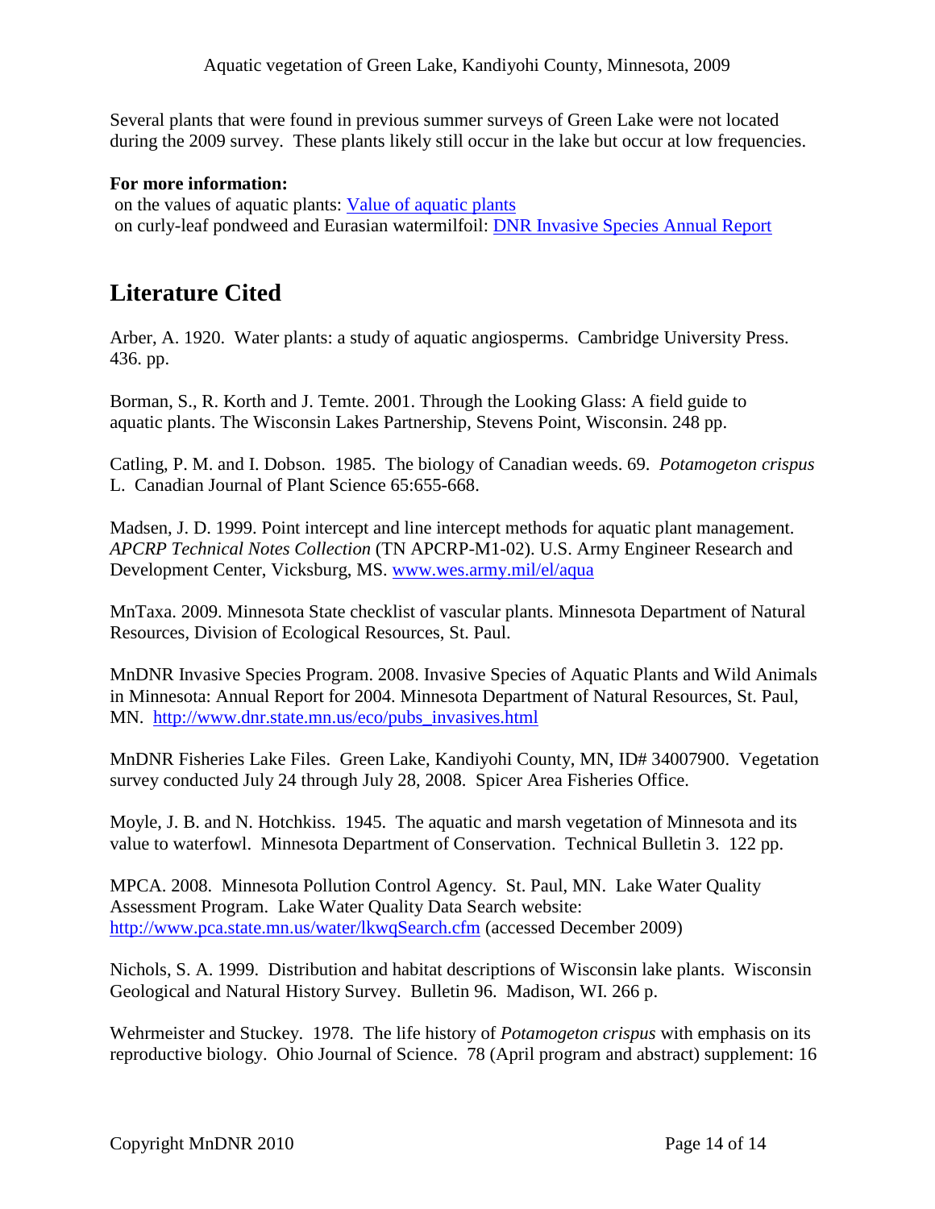Several plants that were found in previous summer surveys of Green Lake were not located during the 2009 survey. These plants likely still occur in the lake but occur at low frequencies.

**For more information:**

on the values of aquatic plants: Value of aquatic plants
on curly-leaf pondweed and Eurasian watermilfoil: DNR Invasive Species Annual Report

# Literature Cited

Arber, A. 1920. Water plants: a study of aquatic angiosperms. Cambridge University Press. 436. pp.

Borman, S., R. Korth and J. Temte. 2001. Through the Looking Glass: A field guide to aquatic plants. The Wisconsin Lakes Partnership, Stevens Point, Wisconsin. 248 pp.

Catling, P. M. and I. Dobson. 1985. The biology of Canadian weeds. 69. *Potamogeton crispus* L. Canadian Journal of Plant Science 65:655-668.

Madsen, J. D. 1999. Point intercept and line intercept methods for aquatic plant management. *APCRP Technical Notes Collection* (TN APCRP-M1-02). U.S. Army Engineer Research and Development Center, Vicksburg, MS. www.wes.army.mil/el/aqua

MnTaxa. 2009. Minnesota State checklist of vascular plants. Minnesota Department of Natural Resources, Division of Ecological Resources, St. Paul.

MnDNR Invasive Species Program. 2008. Invasive Species of Aquatic Plants and Wild Animals in Minnesota: Annual Report for 2004. Minnesota Department of Natural Resources, St. Paul, MN. http://www.dnr.state.mn.us/eco/pubs_invasives.html

MnDNR Fisheries Lake Files. Green Lake, Kandiyohi County, MN, ID# 34007900. Vegetation survey conducted July 24 through July 28, 2008. Spicer Area Fisheries Office.

Moyle, J. B. and N. Hotchkiss. 1945. The aquatic and marsh vegetation of Minnesota and its value to waterfowl. Minnesota Department of Conservation. Technical Bulletin 3. 122 pp.

MPCA. 2008. Minnesota Pollution Control Agency. St. Paul, MN. Lake Water Quality Assessment Program. Lake Water Quality Data Search website: http://www.pca.state.mn.us/water/lkwqSearch.cfm (accessed December 2009)

Nichols, S. A. 1999. Distribution and habitat descriptions of Wisconsin lake plants. Wisconsin Geological and Natural History Survey. Bulletin 96. Madison, WI. 266 p.

Wehrmeister and Stuckey. 1978. The life history of *Potamogeton crispus* with emphasis on its reproductive biology. Ohio Journal of Science. 78 (April program and abstract) supplement: 16